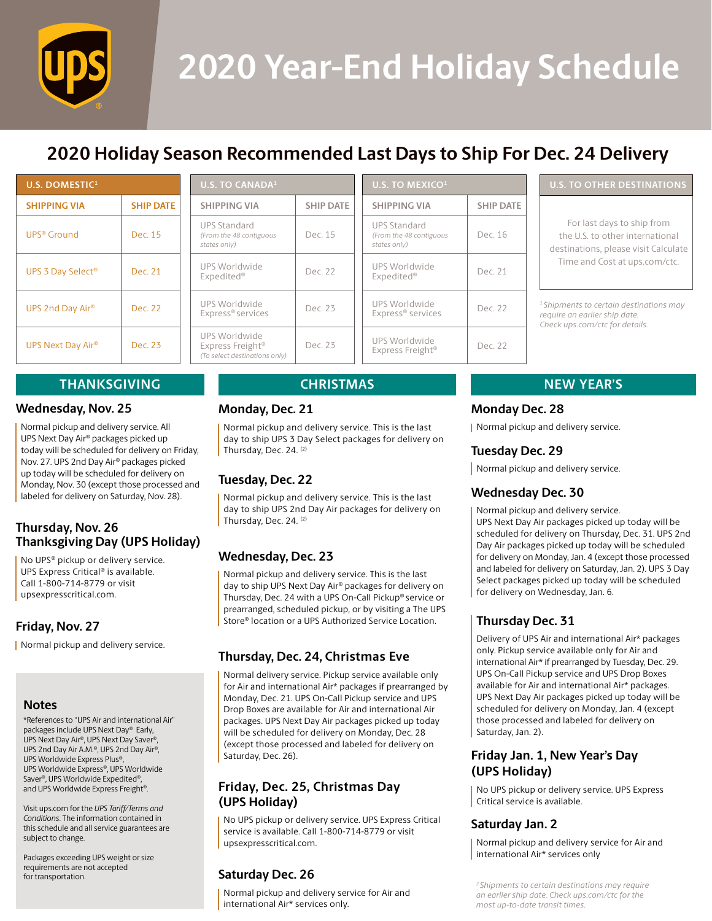# 2020 Year-End Holiday Schedule

## 2020 Holiday Season Recommended Last Days to Ship For Dec. 24 Delivery

| U.S. DOMESTIC[1] | |
|---|---|
| **SHIPPING VIA** | **SHIP DATE** |
| UPS® Ground | Dec. 15 |
| UPS 3 Day Select® | Dec. 21 |
| UPS 2nd Day Air® | Dec. 22 |
| UPS Next Day Air® | Dec. 23 |

| U.S. TO CANADA[1] | |
|---|---|
| **SHIPPING VIA** | **SHIP DATE** |
| UPS Standard *(From the 48 contiguous states only)* | Dec. 15 |
| UPS Worldwide Expedited® | Dec. 22 |
| UPS Worldwide Express® services | Dec. 23 |
| UPS Worldwide Express Freight® *(To select destinations only)* | Dec. 23 |

| U.S. TO MEXICO[1] | |
|---|---|
| **SHIPPING VIA** | **SHIP DATE** |
| UPS Standard *(From the 48 contiguous states only)* | Dec. 16 |
| UPS Worldwide Expedited® | Dec. 21 |
| UPS Worldwide Express® services | Dec. 22 |
| UPS Worldwide Express Freight® | Dec. 22 |

**U.S. TO OTHER DESTINATIONS**

For last days to ship from the U.S. to other international destinations, please visit Calculate Time and Cost at ups.com/ctc.

*[1] Shipments to certain destinations may require an earlier ship date. Check ups.com/ctc for details.*

## THANKSGIVING

### Wednesday, Nov. 25

Normal pickup and delivery service. All UPS Next Day Air® packages picked up today will be scheduled for delivery on Friday, Nov. 27. UPS 2nd Day Air® packages picked up today will be scheduled for delivery on Monday, Nov. 30 (except those processed and labeled for delivery on Saturday, Nov. 28).

### Thursday, Nov. 26 Thanksgiving Day (UPS Holiday)

No UPS® pickup or delivery service. UPS Express Critical® is available. Call 1-800-714-8779 or visit upsexpresscritical.com.

### Friday, Nov. 27

Normal pickup and delivery service.

### Notes

*References to "UPS Air and international Air" packages include UPS Next Day® Early, UPS Next Day Air®, UPS Next Day Saver®, UPS 2nd Day Air A.M.®, UPS 2nd Day Air®, UPS Worldwide Express Plus®, UPS Worldwide Express®, UPS Worldwide Saver®, UPS Worldwide Expedited®, and UPS Worldwide Express Freight®.

Visit ups.com for the *UPS Tariff/Terms and Conditions.* The information contained in this schedule and all service guarantees are subject to change.

Packages exceeding UPS weight or size requirements are not accepted for transportation.

## CHRISTMAS

### Monday, Dec. 21

Normal pickup and delivery service. This is the last day to ship UPS 3 Day Select packages for delivery on Thursday, Dec. 24. [2]

### Tuesday, Dec. 22

Normal pickup and delivery service. This is the last day to ship UPS 2nd Day Air packages for delivery on Thursday, Dec. 24. [2]

### Wednesday, Dec. 23

Normal pickup and delivery service. This is the last day to ship UPS Next Day Air® packages for delivery on Thursday, Dec. 24 with a UPS On-Call Pickup® service or prearranged, scheduled pickup, or by visiting a The UPS Store® location or a UPS Authorized Service Location.

### Thursday, Dec. 24, Christmas Eve

Normal delivery service. Pickup service available only for Air and international Air* packages if prearranged by Monday, Dec. 21. UPS On-Call Pickup service and UPS Drop Boxes are available for Air and international Air packages. UPS Next Day Air packages picked up today will be scheduled for delivery on Monday, Dec. 28 (except those processed and labeled for delivery on Saturday, Dec. 26).

### Friday, Dec. 25, Christmas Day (UPS Holiday)

No UPS pickup or delivery service. UPS Express Critical service is available. Call 1-800-714-8779 or visit upsexpresscritical.com.

### Saturday Dec. 26

Normal pickup and delivery service for Air and international Air* services only.

## NEW YEAR'S

### Monday Dec. 28

Normal pickup and delivery service.

### Tuesday Dec. 29

Normal pickup and delivery service.

### Wednesday Dec. 30

Normal pickup and delivery service. UPS Next Day Air packages picked up today will be scheduled for delivery on Thursday, Dec. 31. UPS 2nd Day Air packages picked up today will be scheduled for delivery on Monday, Jan. 4 (except those processed and labeled for delivery on Saturday, Jan. 2). UPS 3 Day Select packages picked up today will be scheduled for delivery on Wednesday, Jan. 6.

### Thursday Dec. 31

Delivery of UPS Air and international Air* packages only. Pickup service available only for Air and international Air* if prearranged by Tuesday, Dec. 29. UPS On-Call Pickup service and UPS Drop Boxes available for Air and international Air* packages. UPS Next Day Air packages picked up today will be scheduled for delivery on Monday, Jan. 4 (except those processed and labeled for delivery on Saturday, Jan. 2).

### Friday Jan. 1, New Year's Day (UPS Holiday)

No UPS pickup or delivery service. UPS Express Critical service is available.

### Saturday Jan. 2

Normal pickup and delivery service for Air and international Air* services only

*[2] Shipments to certain destinations may require an earlier ship date. Check ups.com/ctc for the most up-to-date transit times.*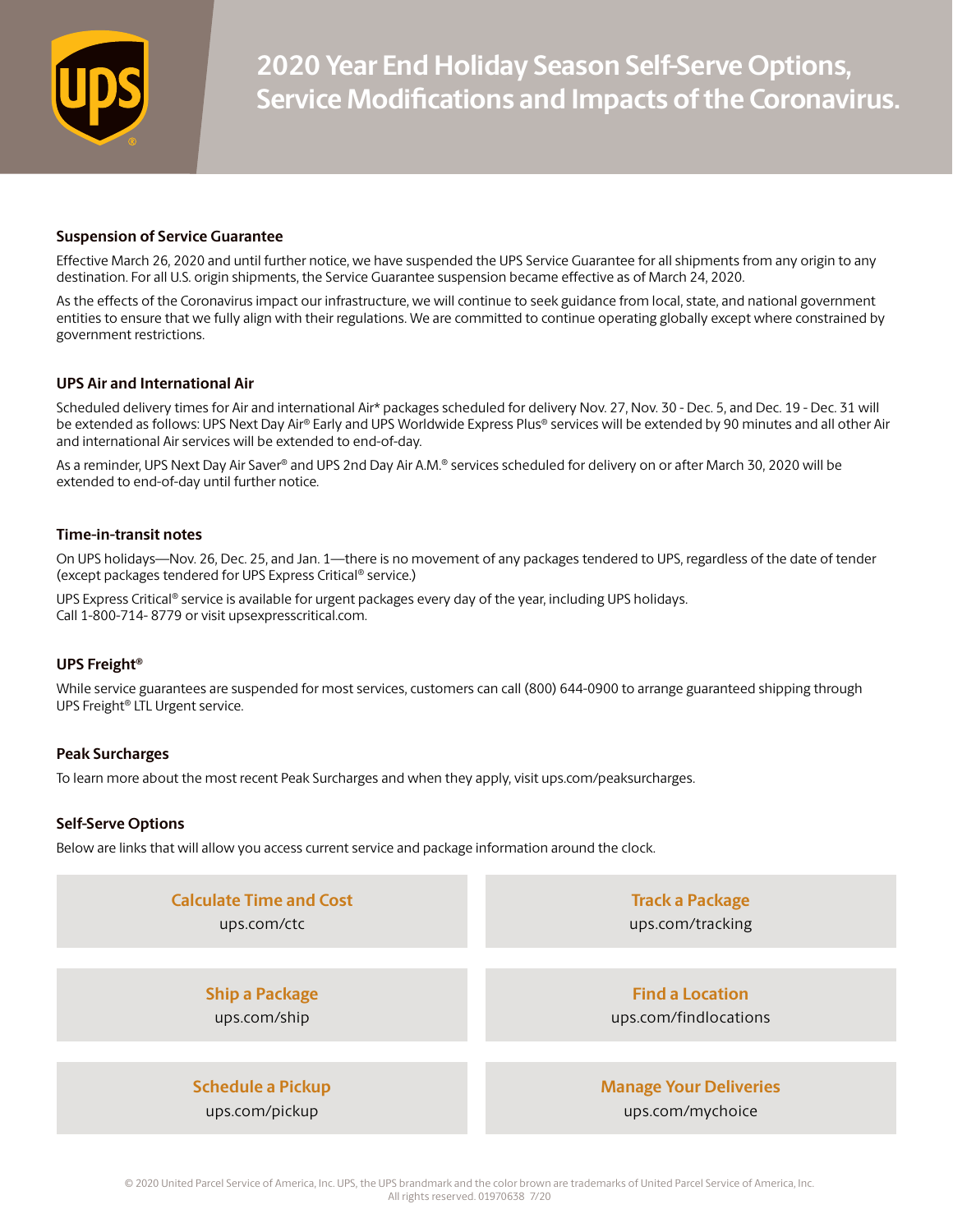# 2020 Year End Holiday Season Self-Serve Options, Service Modifications and Impacts of the Coronavirus.

### Suspension of Service Guarantee

Effective March 26, 2020 and until further notice, we have suspended the UPS Service Guarantee for all shipments from any origin to any destination. For all U.S. origin shipments, the Service Guarantee suspension became effective as of March 24, 2020.

As the effects of the Coronavirus impact our infrastructure, we will continue to seek guidance from local, state, and national government entities to ensure that we fully align with their regulations. We are committed to continue operating globally except where constrained by government restrictions.

### UPS Air and International Air

Scheduled delivery times for Air and international Air* packages scheduled for delivery Nov. 27, Nov. 30 - Dec. 5, and Dec. 19 - Dec. 31 will be extended as follows: UPS Next Day Air® Early and UPS Worldwide Express Plus® services will be extended by 90 minutes and all other Air and international Air services will be extended to end-of-day.

As a reminder, UPS Next Day Air Saver® and UPS 2nd Day Air A.M.® services scheduled for delivery on or after March 30, 2020 will be extended to end-of-day until further notice.

### Time-in-transit notes

On UPS holidays—Nov. 26, Dec. 25, and Jan. 1—there is no movement of any packages tendered to UPS, regardless of the date of tender (except packages tendered for UPS Express Critical® service.)

UPS Express Critical® service is available for urgent packages every day of the year, including UPS holidays.
Call 1-800-714- 8779 or visit upsexpresscritical.com.

### UPS Freight®

While service guarantees are suspended for most services, customers can call (800) 644-0900 to arrange guaranteed shipping through UPS Freight® LTL Urgent service.

### Peak Surcharges

To learn more about the most recent Peak Surcharges and when they apply, visit ups.com/peaksurcharges.

### Self-Serve Options

Below are links that will allow you access current service and package information around the clock.

| | |
|---|---|
| **Calculate Time and Cost**<br>ups.com/ctc | **Track a Package**<br>ups.com/tracking |
| **Ship a Package**<br>ups.com/ship | **Find a Location**<br>ups.com/findlocations |
| **Schedule a Pickup**<br>ups.com/pickup | **Manage Your Deliveries**<br>ups.com/mychoice |

© 2020 United Parcel Service of America, Inc. UPS, the UPS brandmark and the color brown are trademarks of United Parcel Service of America, Inc. All rights reserved. 01970638 7/20